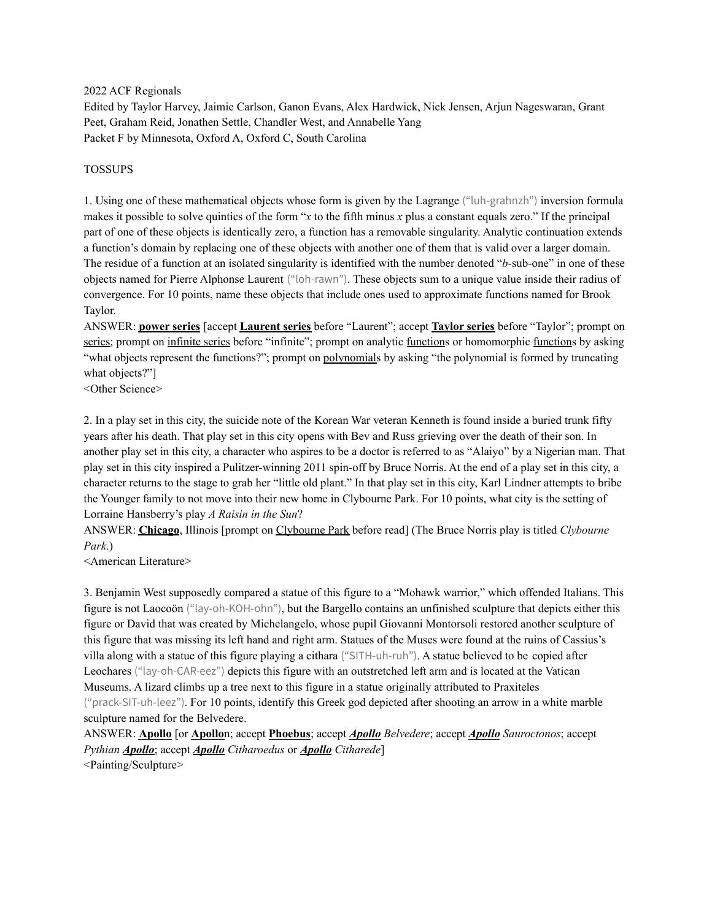2022 ACF Regionals

Edited by Taylor Harvey, Jaimie Carlson, Ganon Evans, Alex Hardwick, Nick Jensen, Arjun Nageswaran, Grant Peet, Graham Reid, Jonathen Settle, Chandler West, and Annabelle Yang

Packet F by Minnesota, Oxford A, Oxford C, South Carolina

TOSSUPS

1. Using one of these mathematical objects whose form is given by the Lagrange ("luh-grahnzh") inversion formula makes it possible to solve quintics of the form "*x* to the fifth minus *x* plus a constant equals zero." If the principal part of one of these objects is identically zero, a function has a removable singularity. Analytic continuation extends a function's domain by replacing one of these objects with another one of them that is valid over a larger domain. The residue of a function at an isolated singularity is identified with the number denoted "*b*-sub-one" in one of these objects named for Pierre Alphonse Laurent ("loh-rawn"). These objects sum to a unique value inside their radius of convergence. For 10 points, name these objects that include ones used to approximate functions named for Brook Taylor.

ANSWER: **power series** [accept **Laurent series** before "Laurent"; accept **Taylor series** before "Taylor"; prompt on series; prompt on infinite series before "infinite"; prompt on analytic functions or homomorphic functions by asking "what objects represent the functions?"; prompt on polynomials by asking "the polynomial is formed by truncating what objects?"]

<Other Science>

2. In a play set in this city, the suicide note of the Korean War veteran Kenneth is found inside a buried trunk fifty years after his death. That play set in this city opens with Bev and Russ grieving over the death of their son. In another play set in this city, a character who aspires to be a doctor is referred to as "Alaiyo" by a Nigerian man. That play set in this city inspired a Pulitzer-winning 2011 spin-off by Bruce Norris. At the end of a play set in this city, a character returns to the stage to grab her "little old plant." In that play set in this city, Karl Lindner attempts to bribe the Younger family to not move into their new home in Clybourne Park. For 10 points, what city is the setting of Lorraine Hansberry's play *A Raisin in the Sun*?

ANSWER: **Chicago**, Illinois [prompt on Clybourne Park before read] (The Bruce Norris play is titled *Clybourne Park*.)

<American Literature>

3. Benjamin West supposedly compared a statue of this figure to a "Mohawk warrior," which offended Italians. This figure is not Laocoön ("lay-oh-KOH-ohn"), but the Bargello contains an unfinished sculpture that depicts either this figure or David that was created by Michelangelo, whose pupil Giovanni Montorsoli restored another sculpture of this figure that was missing its left hand and right arm. Statues of the Muses were found at the ruins of Cassius's villa along with a statue of this figure playing a cithara ("SITH-uh-ruh"). A statue believed to be copied after Leochares ("lay-oh-CAR-eez") depicts this figure with an outstretched left arm and is located at the Vatican Museums. A lizard climbs up a tree next to this figure in a statue originally attributed to Praxiteles ("prack-SIT-uh-leez"). For 10 points, identify this Greek god depicted after shooting an arrow in a white marble sculpture named for the Belvedere.

ANSWER: **Apollo** [or **Apollo**n; accept **Phoebus**; accept ***Apollo*** *Belvedere*; accept ***Apollo*** *Sauroctonos*; accept *Pythian* ***Apollo***; accept ***Apollo*** *Citharoedus* or ***Apollo*** *Citharede*]

<Painting/Sculpture>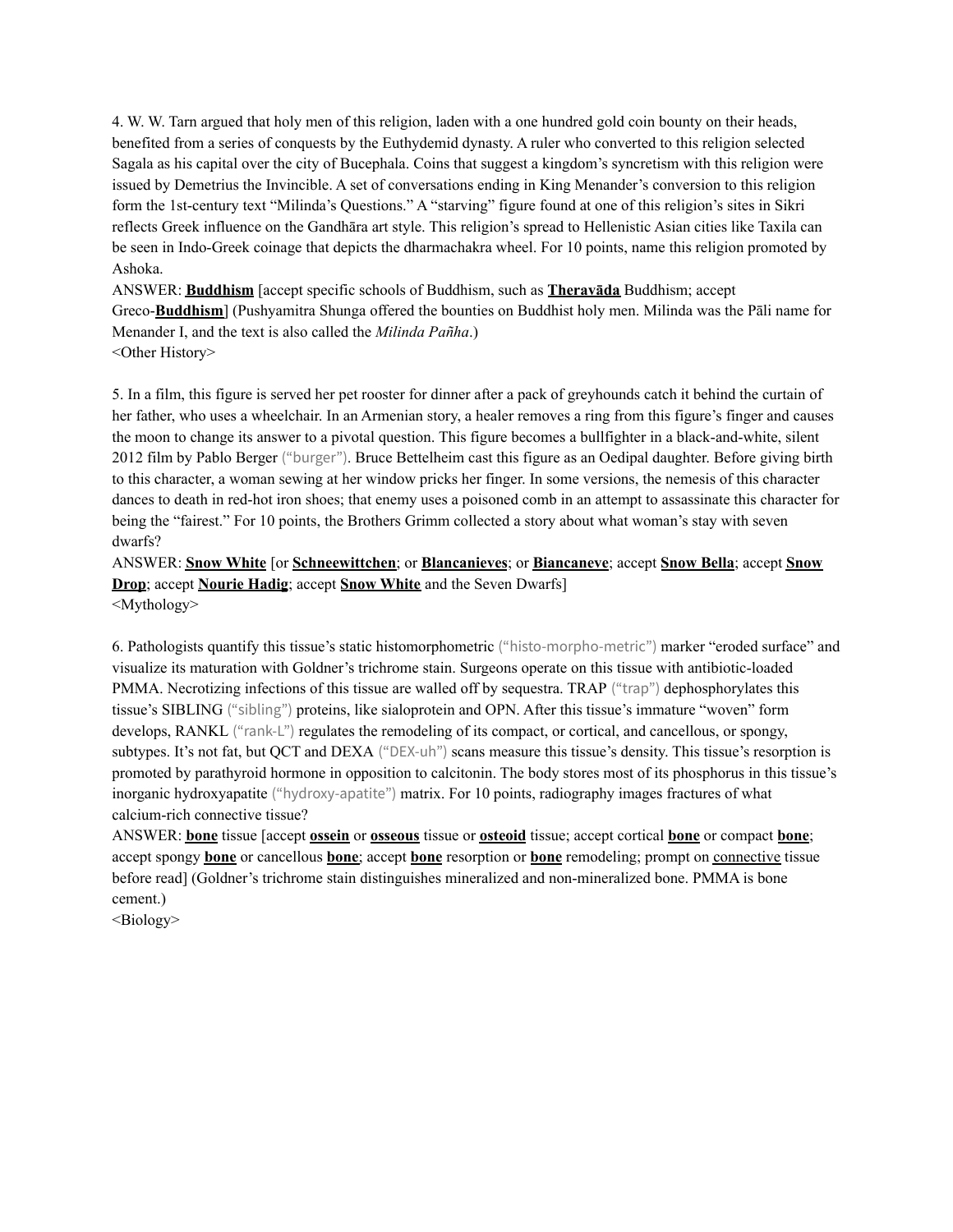4. W. W. Tarn argued that holy men of this religion, laden with a one hundred gold coin bounty on their heads, benefited from a series of conquests by the Euthydemid dynasty. A ruler who converted to this religion selected Sagala as his capital over the city of Bucephala. Coins that suggest a kingdom's syncretism with this religion were issued by Demetrius the Invincible. A set of conversations ending in King Menander's conversion to this religion form the 1st-century text "Milinda's Questions." A "starving" figure found at one of this religion's sites in Sikri reflects Greek influence on the Gandhāra art style. This religion's spread to Hellenistic Asian cities like Taxila can be seen in Indo-Greek coinage that depicts the dharmachakra wheel. For 10 points, name this religion promoted by Ashoka.

ANSWER: **Buddhism** [accept specific schools of Buddhism, such as **Theravāda** Buddhism; accept Greco-**Buddhism**] (Pushyamitra Shunga offered the bounties on Buddhist holy men. Milinda was the Pāli name for Menander I, and the text is also called the *Milinda Pañha*.)

<Other History>

5. In a film, this figure is served her pet rooster for dinner after a pack of greyhounds catch it behind the curtain of her father, who uses a wheelchair. In an Armenian story, a healer removes a ring from this figure's finger and causes the moon to change its answer to a pivotal question. This figure becomes a bullfighter in a black-and-white, silent 2012 film by Pablo Berger ("burger"). Bruce Bettelheim cast this figure as an Oedipal daughter. Before giving birth to this character, a woman sewing at her window pricks her finger. In some versions, the nemesis of this character dances to death in red-hot iron shoes; that enemy uses a poisoned comb in an attempt to assassinate this character for being the "fairest." For 10 points, the Brothers Grimm collected a story about what woman's stay with seven dwarfs?

ANSWER: **Snow White** [or **Schneewittchen**; or **Blancanieves**; or **Biancaneve**; accept **Snow Bella**; accept **Snow Drop**; accept **Nourie Hadig**; accept **Snow White** and the Seven Dwarfs]

<Mythology>

6. Pathologists quantify this tissue's static histomorphometric ("histo-morpho-metric") marker "eroded surface" and visualize its maturation with Goldner's trichrome stain. Surgeons operate on this tissue with antibiotic-loaded PMMA. Necrotizing infections of this tissue are walled off by sequestra. TRAP ("trap") dephosphorylates this tissue's SIBLING ("sibling") proteins, like sialoprotein and OPN. After this tissue's immature "woven" form develops, RANKL ("rank-L") regulates the remodeling of its compact, or cortical, and cancellous, or spongy, subtypes. It's not fat, but QCT and DEXA ("DEX-uh") scans measure this tissue's density. This tissue's resorption is promoted by parathyroid hormone in opposition to calcitonin. The body stores most of its phosphorus in this tissue's inorganic hydroxyapatite ("hydroxy-apatite") matrix. For 10 points, radiography images fractures of what calcium-rich connective tissue?

ANSWER: **bone** tissue [accept **ossein** or **osseous** tissue or **osteoid** tissue; accept cortical **bone** or compact **bone**; accept spongy **bone** or cancellous **bone**; accept **bone** resorption or **bone** remodeling; prompt on connective tissue before read] (Goldner's trichrome stain distinguishes mineralized and non-mineralized bone. PMMA is bone cement.)

<Biology>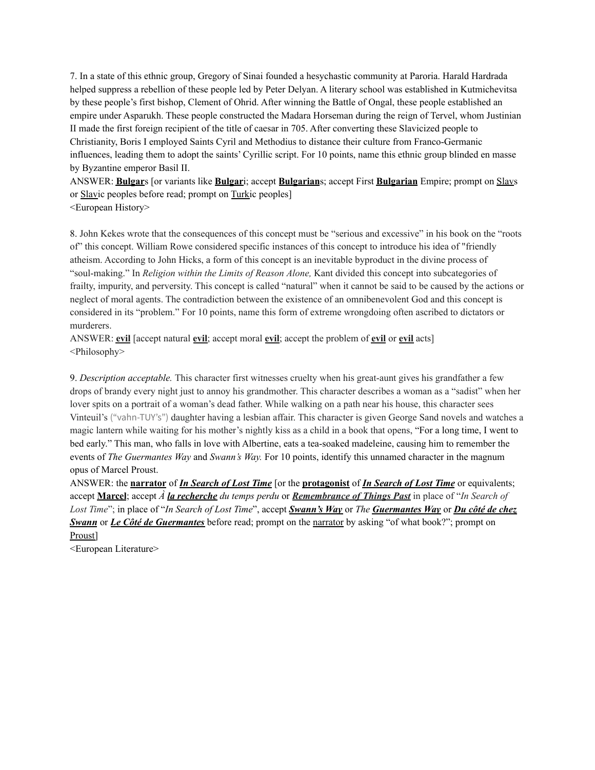7. In a state of this ethnic group, Gregory of Sinai founded a hesychastic community at Paroria. Harald Hardrada helped suppress a rebellion of these people led by Peter Delyan. A literary school was established in Kutmichevitsa by these people's first bishop, Clement of Ohrid. After winning the Battle of Ongal, these people established an empire under Asparukh. These people constructed the Madara Horseman during the reign of Tervel, whom Justinian II made the first foreign recipient of the title of caesar in 705. After converting these Slavicized people to Christianity, Boris I employed Saints Cyril and Methodius to distance their culture from Franco-Germanic influences, leading them to adopt the saints' Cyrillic script. For 10 points, name this ethnic group blinded en masse by Byzantine emperor Basil II.

ANSWER: **Bulgar**s [or variants like **Bulgar**i; accept **Bulgarian**s; accept First **Bulgarian** Empire; prompt on Slavs or Slavic peoples before read; prompt on Turkic peoples]

<European History>

8. John Kekes wrote that the consequences of this concept must be "serious and excessive" in his book on the "roots of" this concept. William Rowe considered specific instances of this concept to introduce his idea of "friendly atheism. According to John Hicks, a form of this concept is an inevitable byproduct in the divine process of "soul-making." In *Religion within the Limits of Reason Alone,* Kant divided this concept into subcategories of frailty, impurity, and perversity. This concept is called "natural" when it cannot be said to be caused by the actions or neglect of moral agents. The contradiction between the existence of an omnibenevolent God and this concept is considered in its "problem." For 10 points, name this form of extreme wrongdoing often ascribed to dictators or murderers.

ANSWER: **evil** [accept natural **evil**; accept moral **evil**; accept the problem of **evil** or **evil** acts]

<Philosophy>

9. *Description acceptable.* This character first witnesses cruelty when his great-aunt gives his grandfather a few drops of brandy every night just to annoy his grandmother. This character describes a woman as a "sadist" when her lover spits on a portrait of a woman's dead father. While walking on a path near his house, this character sees Vinteuil's ("vahn-TUY's") daughter having a lesbian affair. This character is given George Sand novels and watches a magic lantern while waiting for his mother's nightly kiss as a child in a book that opens, "For a long time, I went to bed early." This man, who falls in love with Albertine, eats a tea-soaked madeleine, causing him to remember the events of *The Guermantes Way* and *Swann's Way.* For 10 points, identify this unnamed character in the magnum opus of Marcel Proust.

ANSWER: the **narrator** of ***In Search of Lost Time*** [or the **protagonist** of ***In Search of Lost Time*** or equivalents; accept **Marcel**; accept *À **la recherche** du temps perdu* or ***Remembrance of Things Past*** in place of "*In Search of Lost Time*"; in place of "*In Search of Lost Time*", accept ***Swann's Way*** or *The* ***Guermantes Way*** or ***Du côté de chez Swann*** or ***Le Côté de Guermantes*** before read; prompt on the narrator by asking "of what book?"; prompt on Proust]

<European Literature>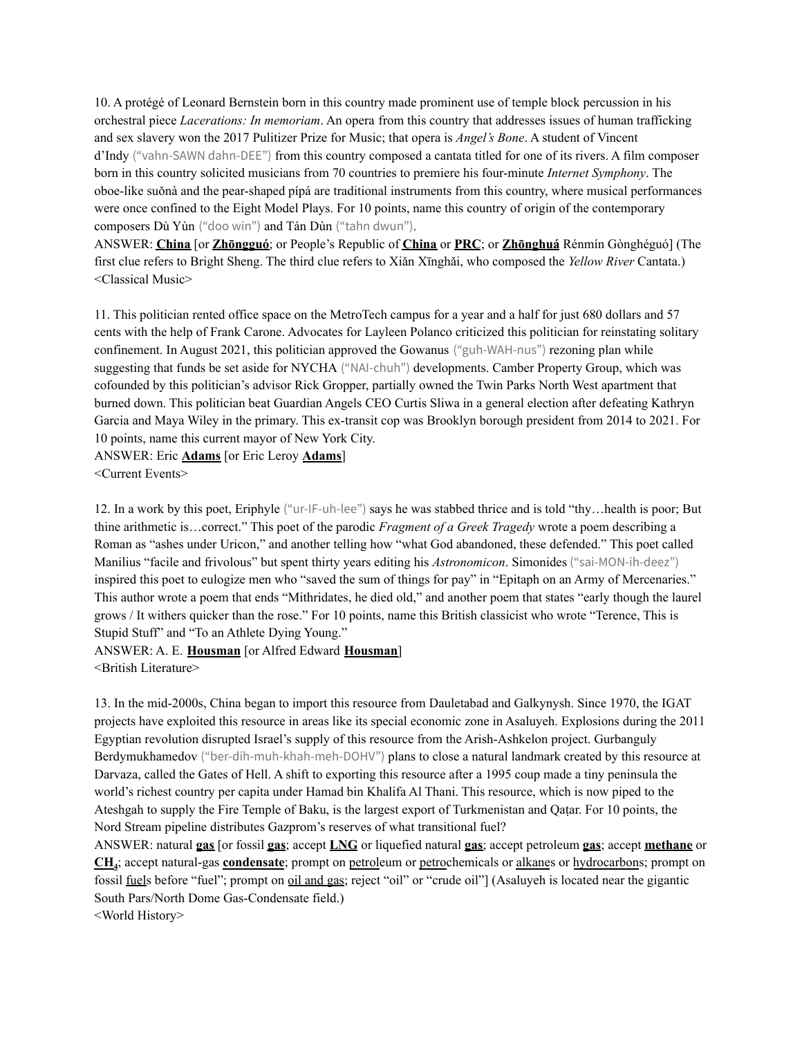10. A protégé of Leonard Bernstein born in this country made prominent use of temple block percussion in his orchestral piece *Lacerations: In memoriam*. An opera from this country that addresses issues of human trafficking and sex slavery won the 2017 Pulitzer Prize for Music; that opera is *Angel's Bone*. A student of Vincent d'Indy ("vahn-SAWN dahn-DEE") from this country composed a cantata titled for one of its rivers. A film composer born in this country solicited musicians from 70 countries to premiere his four-minute *Internet Symphony*. The oboe-like suǒnà and the pear-shaped pípá are traditional instruments from this country, where musical performances were once confined to the Eight Model Plays. For 10 points, name this country of origin of the contemporary composers Dù Yùn ("doo win") and Tán Dùn ("tahn dwun").

ANSWER: **China** [or **Zhōngguó**; or People's Republic of **China** or **PRC**; or **Zhōnghuá** Rénmín Gònghéguó] (The first clue refers to Bright Sheng. The third clue refers to Xiǎn Xīnghǎi, who composed the *Yellow River* Cantata.)
<Classical Music>

11. This politician rented office space on the MetroTech campus for a year and a half for just 680 dollars and 57 cents with the help of Frank Carone. Advocates for Layleen Polanco criticized this politician for reinstating solitary confinement. In August 2021, this politician approved the Gowanus ("guh-WAH-nus") rezoning plan while suggesting that funds be set aside for NYCHA ("NAI-chuh") developments. Camber Property Group, which was cofounded by this politician's advisor Rick Gropper, partially owned the Twin Parks North West apartment that burned down. This politician beat Guardian Angels CEO Curtis Sliwa in a general election after defeating Kathryn Garcia and Maya Wiley in the primary. This ex-transit cop was Brooklyn borough president from 2014 to 2021. For 10 points, name this current mayor of New York City.

ANSWER: Eric **Adams** [or Eric Leroy **Adams**]
<Current Events>

12. In a work by this poet, Eriphyle ("ur-IF-uh-lee") says he was stabbed thrice and is told "thy…health is poor; But thine arithmetic is…correct." This poet of the parodic *Fragment of a Greek Tragedy* wrote a poem describing a Roman as "ashes under Uricon," and another telling how "what God abandoned, these defended." This poet called Manilius "facile and frivolous" but spent thirty years editing his *Astronomicon*. Simonides ("sai-MON-ih-deez") inspired this poet to eulogize men who "saved the sum of things for pay" in "Epitaph on an Army of Mercenaries." This author wrote a poem that ends "Mithridates, he died old," and another poem that states "early though the laurel grows / It withers quicker than the rose." For 10 points, name this British classicist who wrote "Terence, This is Stupid Stuff" and "To an Athlete Dying Young."

ANSWER: A. E. **Housman** [or Alfred Edward **Housman**]
<British Literature>

13. In the mid-2000s, China began to import this resource from Dauletabad and Galkynysh. Since 1970, the IGAT projects have exploited this resource in areas like its special economic zone in Asaluyeh. Explosions during the 2011 Egyptian revolution disrupted Israel's supply of this resource from the Arish-Ashkelon project. Gurbanguly Berdymukhamedov ("ber-dih-muh-khah-meh-DOHV") plans to close a natural landmark created by this resource at Darvaza, called the Gates of Hell. A shift to exporting this resource after a 1995 coup made a tiny peninsula the world's richest country per capita under Hamad bin Khalifa Al Thani. This resource, which is now piped to the Ateshgah to supply the Fire Temple of Baku, is the largest export of Turkmenistan and Qaṭar. For 10 points, the Nord Stream pipeline distributes Gazprom's reserves of what transitional fuel?

ANSWER: natural **gas** [or fossil **gas**; accept **LNG** or liquefied natural **gas**; accept petroleum **gas**; accept **methane** or **$CH_4$**; accept natural-gas **condensate**; prompt on petroleum or petrochemicals or alkanes or hydrocarbons; prompt on fossil fuels before "fuel"; prompt on oil and gas; reject "oil" or "crude oil"] (Asaluyeh is located near the gigantic South Pars/North Dome Gas-Condensate field.)
<World History>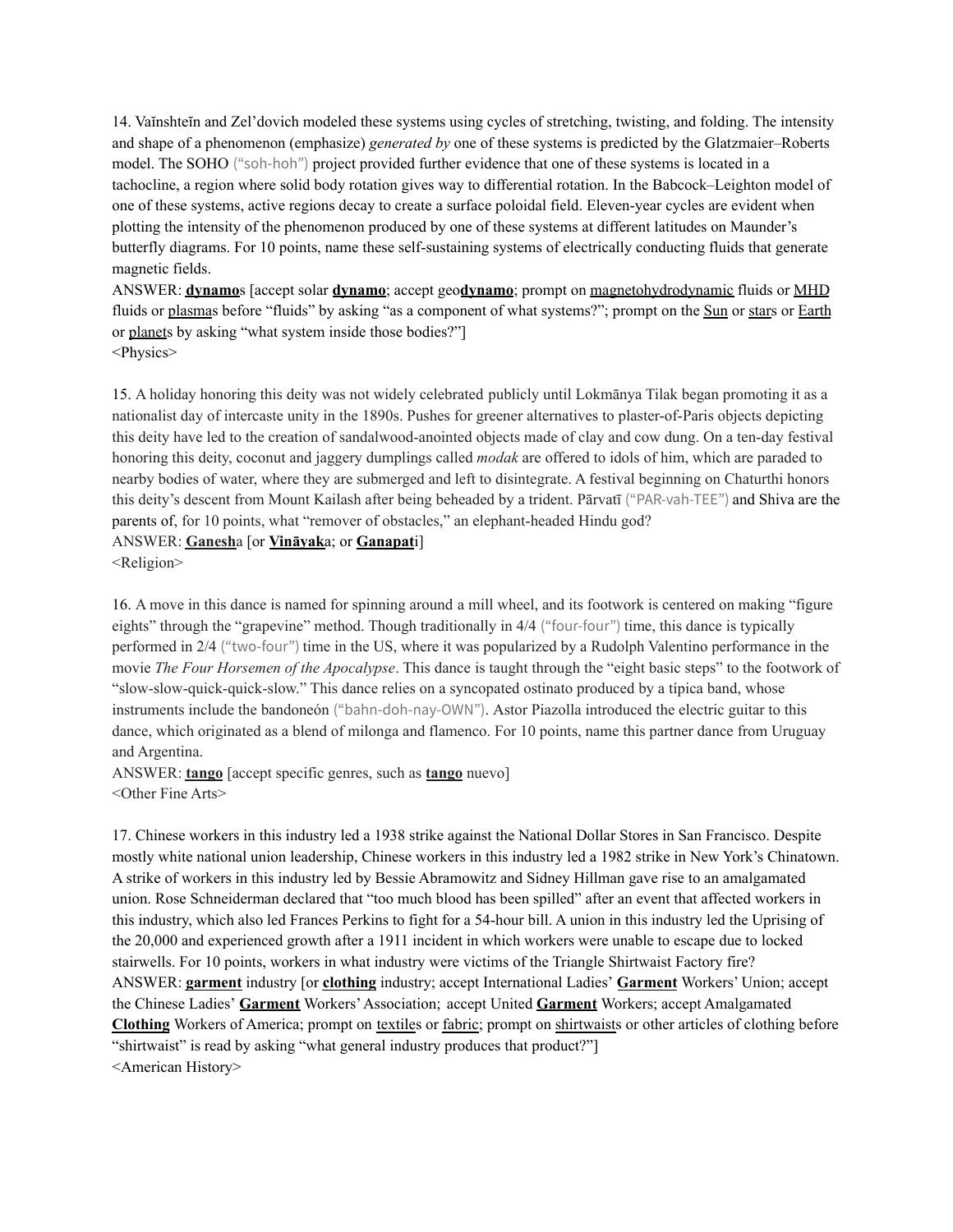14. Vaĭnshteĭn and Zel'dovich modeled these systems using cycles of stretching, twisting, and folding. The intensity and shape of a phenomenon (emphasize) *generated by* one of these systems is predicted by the Glatzmaier–Roberts model. The SOHO ("soh-hoh") project provided further evidence that one of these systems is located in a tachocline, a region where solid body rotation gives way to differential rotation. In the Babcock–Leighton model of one of these systems, active regions decay to create a surface poloidal field. Eleven-year cycles are evident when plotting the intensity of the phenomenon produced by one of these systems at different latitudes on Maunder's butterfly diagrams. For 10 points, name these self-sustaining systems of electrically conducting fluids that generate magnetic fields.
ANSWER: **dynamo**s [accept solar **dynamo**; accept geo**dynamo**; prompt on magnetohydrodynamic fluids or MHD fluids or plasmas before "fluids" by asking "as a component of what systems?"; prompt on the Sun or stars or Earth or planets by asking "what system inside those bodies?"]
<Physics>

15. A holiday honoring this deity was not widely celebrated publicly until Lokmānya Tilak began promoting it as a nationalist day of intercaste unity in the 1890s. Pushes for greener alternatives to plaster-of-Paris objects depicting this deity have led to the creation of sandalwood-anointed objects made of clay and cow dung. On a ten-day festival honoring this deity, coconut and jaggery dumplings called *modak* are offered to idols of him, which are paraded to nearby bodies of water, where they are submerged and left to disintegrate. A festival beginning on Chaturthi honors this deity's descent from Mount Kailash after being beheaded by a trident. Pārvatī ("PAR-vah-TEE") and Shiva are the parents of, for 10 points, what "remover of obstacles," an elephant-headed Hindu god?
ANSWER: **Ganesh**a [or **Vināyak**a; or **Ganapat**i]
<Religion>

16. A move in this dance is named for spinning around a mill wheel, and its footwork is centered on making "figure eights" through the "grapevine" method. Though traditionally in 4/4 ("four-four") time, this dance is typically performed in 2/4 ("two-four") time in the US, where it was popularized by a Rudolph Valentino performance in the movie *The Four Horsemen of the Apocalypse*. This dance is taught through the "eight basic steps" to the footwork of "slow-slow-quick-quick-slow." This dance relies on a syncopated ostinato produced by a típica band, whose instruments include the bandoneón ("bahn-doh-nay-OWN"). Astor Piazolla introduced the electric guitar to this dance, which originated as a blend of milonga and flamenco. For 10 points, name this partner dance from Uruguay and Argentina.
ANSWER: **tango** [accept specific genres, such as **tango** nuevo]
<Other Fine Arts>

17. Chinese workers in this industry led a 1938 strike against the National Dollar Stores in San Francisco. Despite mostly white national union leadership, Chinese workers in this industry led a 1982 strike in New York's Chinatown. A strike of workers in this industry led by Bessie Abramowitz and Sidney Hillman gave rise to an amalgamated union. Rose Schneiderman declared that "too much blood has been spilled" after an event that affected workers in this industry, which also led Frances Perkins to fight for a 54-hour bill. A union in this industry led the Uprising of the 20,000 and experienced growth after a 1911 incident in which workers were unable to escape due to locked stairwells. For 10 points, workers in what industry were victims of the Triangle Shirtwaist Factory fire?
ANSWER: **garment** industry [or **clothing** industry; accept International Ladies' **Garment** Workers' Union; accept the Chinese Ladies' **Garment** Workers' Association; accept United **Garment** Workers; accept Amalgamated **Clothing** Workers of America; prompt on textiles or fabric; prompt on shirtwaists or other articles of clothing before "shirtwaist" is read by asking "what general industry produces that product?"]
<American History>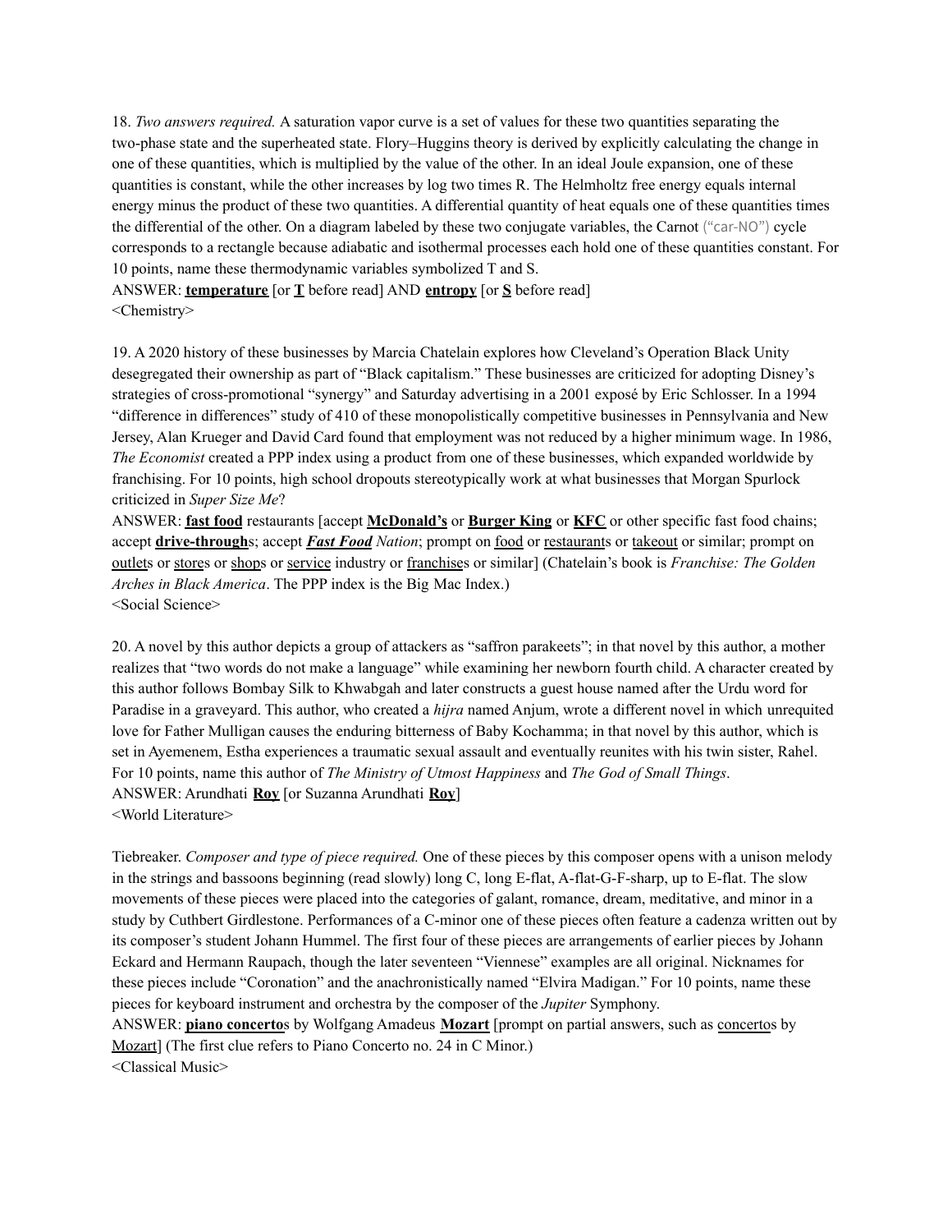18. *Two answers required.* A saturation vapor curve is a set of values for these two quantities separating the two-phase state and the superheated state. Flory–Huggins theory is derived by explicitly calculating the change in one of these quantities, which is multiplied by the value of the other. In an ideal Joule expansion, one of these quantities is constant, while the other increases by log two times R. The Helmholtz free energy equals internal energy minus the product of these two quantities. A differential quantity of heat equals one of these quantities times the differential of the other. On a diagram labeled by these two conjugate variables, the Carnot ("car-NO") cycle corresponds to a rectangle because adiabatic and isothermal processes each hold one of these quantities constant. For 10 points, name these thermodynamic variables symbolized T and S.

ANSWER: **temperature** [or **T** before read] AND **entropy** [or **S** before read]

<Chemistry>

19. A 2020 history of these businesses by Marcia Chatelain explores how Cleveland's Operation Black Unity desegregated their ownership as part of "Black capitalism." These businesses are criticized for adopting Disney's strategies of cross-promotional "synergy" and Saturday advertising in a 2001 exposé by Eric Schlosser. In a 1994 "difference in differences" study of 410 of these monopolistically competitive businesses in Pennsylvania and New Jersey, Alan Krueger and David Card found that employment was not reduced by a higher minimum wage. In 1986, *The Economist* created a PPP index using a product from one of these businesses, which expanded worldwide by franchising. For 10 points, high school dropouts stereotypically work at what businesses that Morgan Spurlock criticized in *Super Size Me*?

ANSWER: **fast food** restaurants [accept **McDonald's** or **Burger King** or **KFC** or other specific fast food chains; accept **drive-through**s; accept ***Fast Food** Nation*; prompt on food or restaurants or takeout or similar; prompt on outlets or stores or shops or service industry or franchises or similar] (Chatelain's book is *Franchise: The Golden Arches in Black America*. The PPP index is the Big Mac Index.)

<Social Science>

20. A novel by this author depicts a group of attackers as "saffron parakeets"; in that novel by this author, a mother realizes that "two words do not make a language" while examining her newborn fourth child. A character created by this author follows Bombay Silk to Khwabgah and later constructs a guest house named after the Urdu word for Paradise in a graveyard. This author, who created a *hijra* named Anjum, wrote a different novel in which unrequited love for Father Mulligan causes the enduring bitterness of Baby Kochamma; in that novel by this author, which is set in Ayemenem, Estha experiences a traumatic sexual assault and eventually reunites with his twin sister, Rahel. For 10 points, name this author of *The Ministry of Utmost Happiness* and *The God of Small Things*.

ANSWER: Arundhati **Roy** [or Suzanna Arundhati **Roy**]

<World Literature>

Tiebreaker. *Composer and type of piece required.* One of these pieces by this composer opens with a unison melody in the strings and bassoons beginning (read slowly) long C, long E-flat, A-flat-G-F-sharp, up to E-flat. The slow movements of these pieces were placed into the categories of galant, romance, dream, meditative, and minor in a study by Cuthbert Girdlestone. Performances of a C-minor one of these pieces often feature a cadenza written out by its composer's student Johann Hummel. The first four of these pieces are arrangements of earlier pieces by Johann Eckard and Hermann Raupach, though the later seventeen "Viennese" examples are all original. Nicknames for these pieces include "Coronation" and the anachronistically named "Elvira Madigan." For 10 points, name these pieces for keyboard instrument and orchestra by the composer of the *Jupiter* Symphony.

ANSWER: **piano concerto**s by Wolfgang Amadeus **Mozart** [prompt on partial answers, such as concertos by Mozart] (The first clue refers to Piano Concerto no. 24 in C Minor.)

<Classical Music>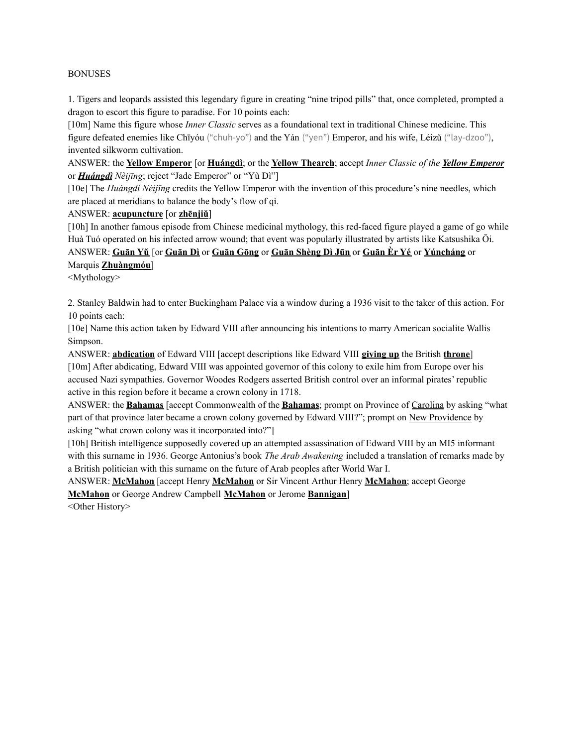BONUSES

1. Tigers and leopards assisted this legendary figure in creating "nine tripod pills" that, once completed, prompted a dragon to escort this figure to paradise. For 10 points each:

[10m] Name this figure whose *Inner Classic* serves as a foundational text in traditional Chinese medicine. This figure defeated enemies like Chīyóu ("chuh-yo") and the Yán ("yen") Emperor, and his wife, Léizǔ ("lay-dzoo"), invented silkworm cultivation.

ANSWER: the **Yellow Emperor** [or **Huángdì**; or the **Yellow Thearch**; accept *Inner Classic of the* ***Yellow Emperor*** or ***Huángdì*** *Nèijīng*; reject "Jade Emperor" or "Yù Dì"]

[10e] The *Huángdì Nèijīng* credits the Yellow Emperor with the invention of this procedure's nine needles, which are placed at meridians to balance the body's flow of qì.

ANSWER: **acupuncture** [or **zhēnjiǔ**]

[10h] In another famous episode from Chinese medicinal mythology, this red-faced figure played a game of go while Huà Tuó operated on his infected arrow wound; that event was popularly illustrated by artists like Katsushika Ōi.

ANSWER: **Guān Yǔ** [or **Guān Dì** or **Guān Gōng** or **Guān Shèng Dì Jūn** or **Guān Èr Yé** or **Yúncháng** or Marquis **Zhuàngmóu**]

<Mythology>

2. Stanley Baldwin had to enter Buckingham Palace via a window during a 1936 visit to the taker of this action. For 10 points each:

[10e] Name this action taken by Edward VIII after announcing his intentions to marry American socialite Wallis Simpson.

ANSWER: **abdication** of Edward VIII [accept descriptions like Edward VIII **giving up** the British **throne**]

[10m] After abdicating, Edward VIII was appointed governor of this colony to exile him from Europe over his accused Nazi sympathies. Governor Woodes Rodgers asserted British control over an informal pirates' republic active in this region before it became a crown colony in 1718.

ANSWER: the **Bahamas** [accept Commonwealth of the **Bahamas**; prompt on Province of Carolina by asking "what part of that province later became a crown colony governed by Edward VIII?"; prompt on New Providence by asking "what crown colony was it incorporated into?"]

[10h] British intelligence supposedly covered up an attempted assassination of Edward VIII by an MI5 informant with this surname in 1936. George Antonius's book *The Arab Awakening* included a translation of remarks made by a British politician with this surname on the future of Arab peoples after World War I.

ANSWER: **McMahon** [accept Henry **McMahon** or Sir Vincent Arthur Henry **McMahon**; accept George **McMahon** or George Andrew Campbell **McMahon** or Jerome **Bannigan**]

<Other History>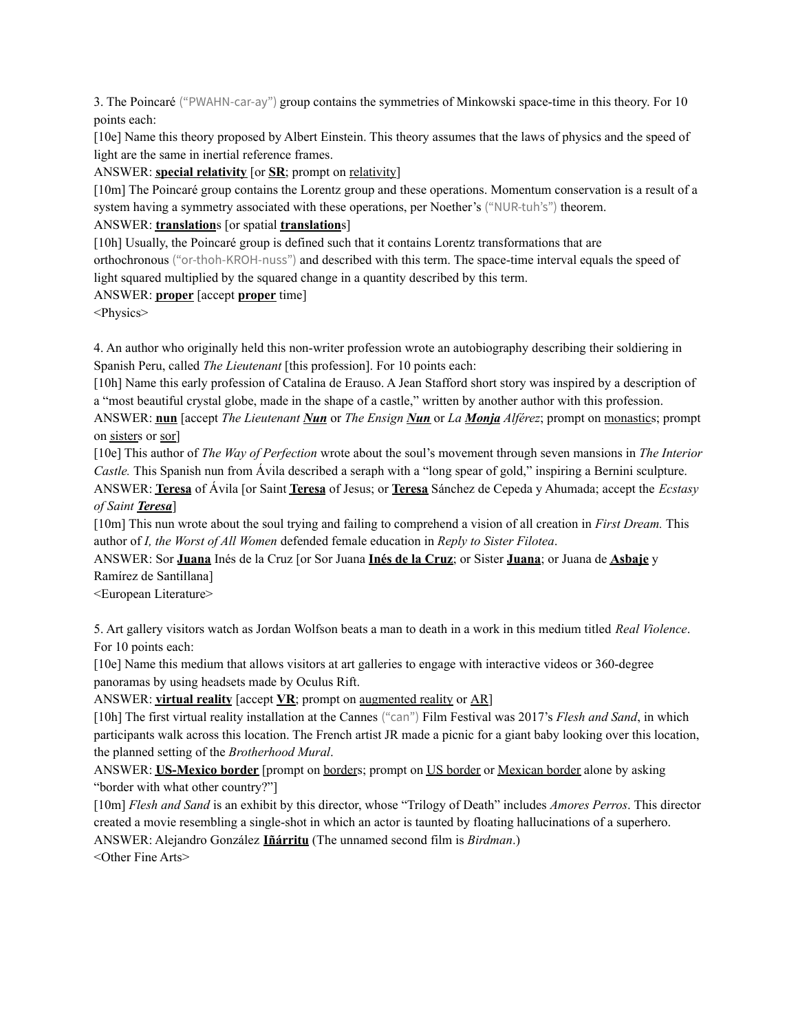3. The Poincaré ("PWAHN-car-ay") group contains the symmetries of Minkowski space-time in this theory. For 10 points each:

[10e] Name this theory proposed by Albert Einstein. This theory assumes that the laws of physics and the speed of light are the same in inertial reference frames.

ANSWER: **special relativity** [or **SR**; prompt on relativity]

[10m] The Poincaré group contains the Lorentz group and these operations. Momentum conservation is a result of a system having a symmetry associated with these operations, per Noether's ("NUR-tuh's") theorem.

ANSWER: **translation**s [or spatial **translation**s]

[10h] Usually, the Poincaré group is defined such that it contains Lorentz transformations that are orthochronous ("or-thoh-KROH-nuss") and described with this term. The space-time interval equals the speed of light squared multiplied by the squared change in a quantity described by this term.

ANSWER: **proper** [accept **proper** time]

<Physics>

4. An author who originally held this non-writer profession wrote an autobiography describing their soldiering in Spanish Peru, called *The Lieutenant* [this profession]. For 10 points each:

[10h] Name this early profession of Catalina de Erauso. A Jean Stafford short story was inspired by a description of a "most beautiful crystal globe, made in the shape of a castle," written by another author with this profession.

ANSWER: **nun** [accept *The Lieutenant **Nun*** or *The Ensign **Nun*** or *La **Monja** Alférez*; prompt on monastics; prompt on sisters or sor]

[10e] This author of *The Way of Perfection* wrote about the soul's movement through seven mansions in *The Interior Castle.* This Spanish nun from Ávila described a seraph with a "long spear of gold," inspiring a Bernini sculpture.

ANSWER: **Teresa** of Ávila [or Saint **Teresa** of Jesus; or **Teresa** Sánchez de Cepeda y Ahumada; accept the *Ecstasy of Saint **Teresa***]

[10m] This nun wrote about the soul trying and failing to comprehend a vision of all creation in *First Dream.* This author of *I, the Worst of All Women* defended female education in *Reply to Sister Filotea*.

ANSWER: Sor **Juana** Inés de la Cruz [or Sor Juana **Inés de la Cruz**; or Sister **Juana**; or Juana de **Asbaje** y Ramírez de Santillana]

<European Literature>

5. Art gallery visitors watch as Jordan Wolfson beats a man to death in a work in this medium titled *Real Violence*. For 10 points each:

[10e] Name this medium that allows visitors at art galleries to engage with interactive videos or 360-degree panoramas by using headsets made by Oculus Rift.

ANSWER: **virtual reality** [accept **VR**; prompt on augmented reality or AR]

[10h] The first virtual reality installation at the Cannes ("can") Film Festival was 2017's *Flesh and Sand*, in which participants walk across this location. The French artist JR made a picnic for a giant baby looking over this location, the planned setting of the *Brotherhood Mural*.

ANSWER: **US-Mexico border** [prompt on borders; prompt on US border or Mexican border alone by asking "border with what other country?"]

[10m] *Flesh and Sand* is an exhibit by this director, whose "Trilogy of Death" includes *Amores Perros*. This director created a movie resembling a single-shot in which an actor is taunted by floating hallucinations of a superhero.

ANSWER: Alejandro González **Iñárritu** (The unnamed second film is *Birdman*.)

<Other Fine Arts>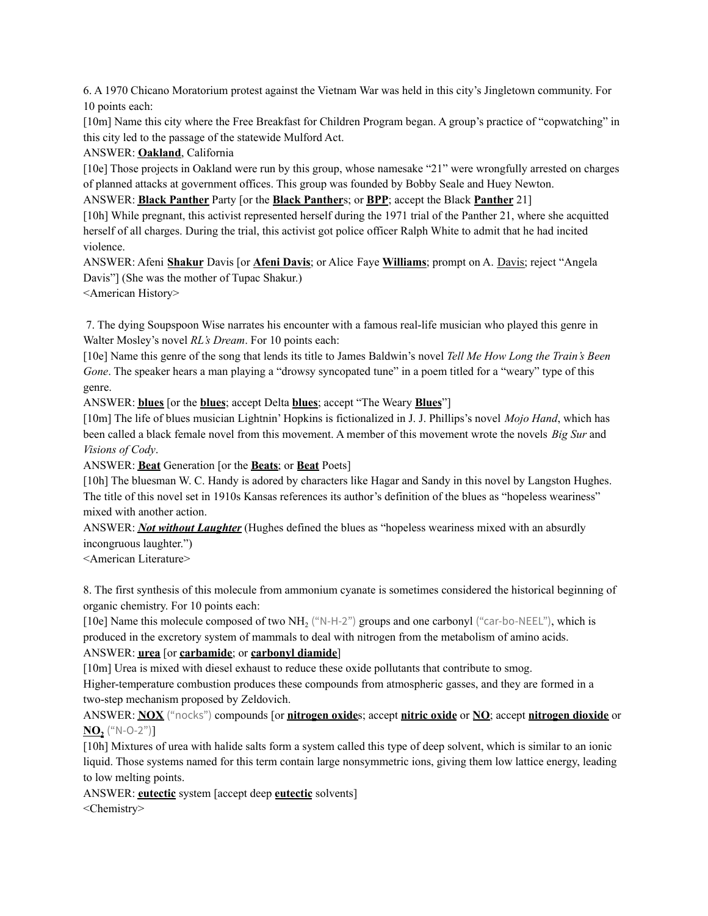6. A 1970 Chicano Moratorium protest against the Vietnam War was held in this city's Jingletown community. For 10 points each:

[10m] Name this city where the Free Breakfast for Children Program began. A group's practice of "copwatching" in this city led to the passage of the statewide Mulford Act.

ANSWER: **Oakland**, California

[10e] Those projects in Oakland were run by this group, whose namesake "21" were wrongfully arrested on charges of planned attacks at government offices. This group was founded by Bobby Seale and Huey Newton.

ANSWER: **Black Panther** Party [or the **Black Panther**s; or **BPP**; accept the Black **Panther** 21]

[10h] While pregnant, this activist represented herself during the 1971 trial of the Panther 21, where she acquitted herself of all charges. During the trial, this activist got police officer Ralph White to admit that he had incited violence.

ANSWER: Afeni **Shakur** Davis [or **Afeni Davis**; or Alice Faye **Williams**; prompt on A. Davis; reject "Angela Davis"] (She was the mother of Tupac Shakur.)

<American History>

7. The dying Soupspoon Wise narrates his encounter with a famous real-life musician who played this genre in Walter Mosley's novel *RL's Dream*. For 10 points each:

[10e] Name this genre of the song that lends its title to James Baldwin's novel *Tell Me How Long the Train's Been Gone*. The speaker hears a man playing a "drowsy syncopated tune" in a poem titled for a "weary" type of this genre.

ANSWER: **blues** [or the **blues**; accept Delta **blues**; accept "The Weary **Blues**"]

[10m] The life of blues musician Lightnin' Hopkins is fictionalized in J. J. Phillips's novel *Mojo Hand*, which has been called a black female novel from this movement. A member of this movement wrote the novels *Big Sur* and *Visions of Cody*.

ANSWER: **Beat** Generation [or the **Beats**; or **Beat** Poets]

[10h] The bluesman W. C. Handy is adored by characters like Hagar and Sandy in this novel by Langston Hughes. The title of this novel set in 1910s Kansas references its author's definition of the blues as "hopeless weariness" mixed with another action.

ANSWER: ***Not without Laughter*** (Hughes defined the blues as "hopeless weariness mixed with an absurdly incongruous laughter.")

<American Literature>

8. The first synthesis of this molecule from ammonium cyanate is sometimes considered the historical beginning of organic chemistry. For 10 points each:

[10e] Name this molecule composed of two $NH_2$ ("N-H-2") groups and one carbonyl ("car-bo-NEEL"), which is produced in the excretory system of mammals to deal with nitrogen from the metabolism of amino acids.

ANSWER: **urea** [or **carbamide**; or **carbonyl diamide**]

[10m] Urea is mixed with diesel exhaust to reduce these oxide pollutants that contribute to smog. Higher-temperature combustion produces these compounds from atmospheric gasses, and they are formed in a two-step mechanism proposed by Zeldovich.

ANSWER: **NOX** ("nocks") compounds [or **nitrogen oxide**s; accept **nitric oxide** or **NO**; accept **nitrogen dioxide** or **$NO_2$** ("N-O-2")]

[10h] Mixtures of urea with halide salts form a system called this type of deep solvent, which is similar to an ionic liquid. Those systems named for this term contain large nonsymmetric ions, giving them low lattice energy, leading to low melting points.

ANSWER: **eutectic** system [accept deep **eutectic** solvents]

<Chemistry>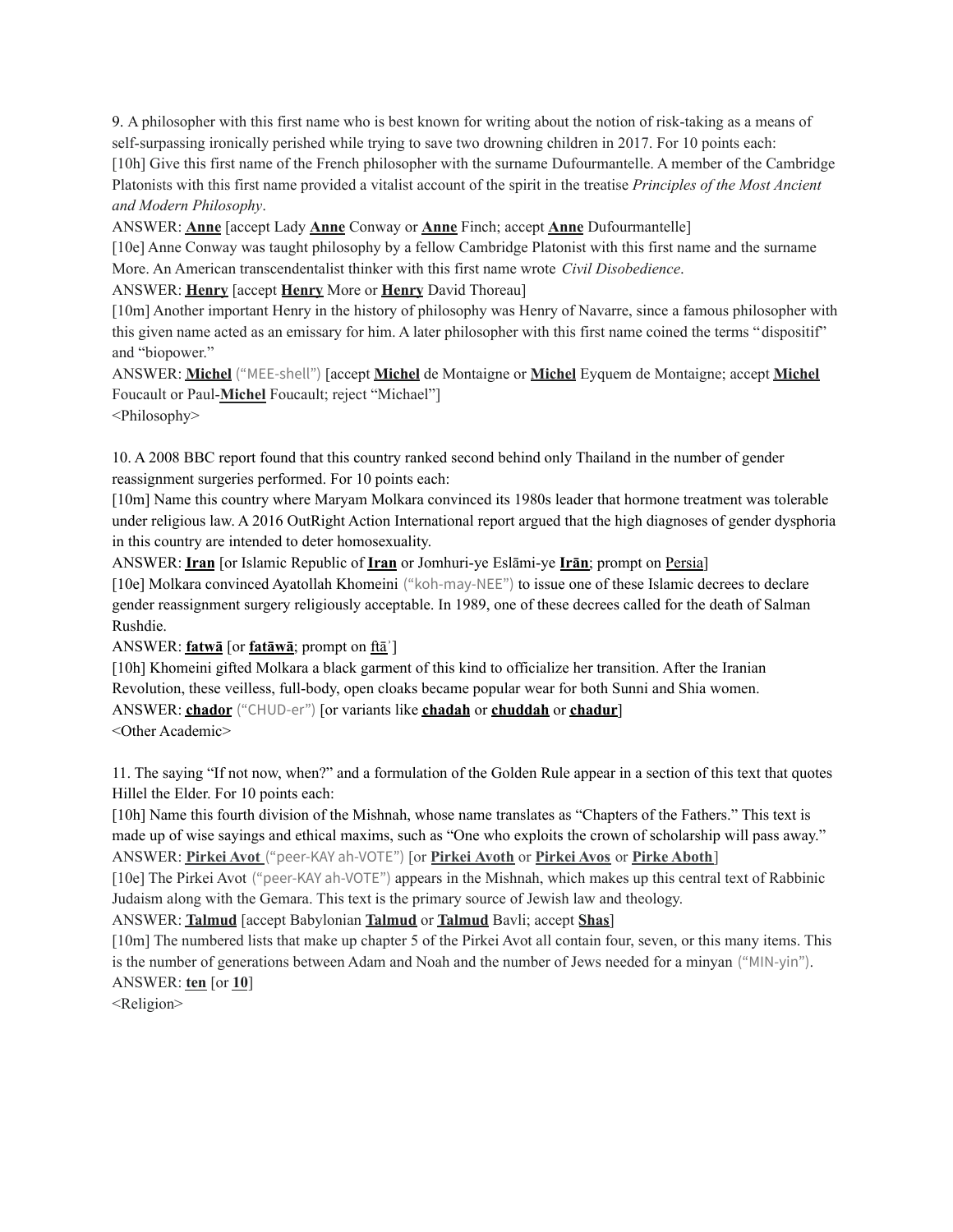9. A philosopher with this first name who is best known for writing about the notion of risk-taking as a means of self-surpassing ironically perished while trying to save two drowning children in 2017. For 10 points each:

[10h] Give this first name of the French philosopher with the surname Dufourmantelle. A member of the Cambridge Platonists with this first name provided a vitalist account of the spirit in the treatise *Principles of the Most Ancient and Modern Philosophy*.

ANSWER: **Anne** [accept Lady **Anne** Conway or **Anne** Finch; accept **Anne** Dufourmantelle]

[10e] Anne Conway was taught philosophy by a fellow Cambridge Platonist with this first name and the surname More. An American transcendentalist thinker with this first name wrote *Civil Disobedience*.

ANSWER: **Henry** [accept **Henry** More or **Henry** David Thoreau]

[10m] Another important Henry in the history of philosophy was Henry of Navarre, since a famous philosopher with this given name acted as an emissary for him. A later philosopher with this first name coined the terms "dispositif" and "biopower."

ANSWER: **Michel** ("MEE-shell") [accept **Michel** de Montaigne or **Michel** Eyquem de Montaigne; accept **Michel** Foucault or Paul-**Michel** Foucault; reject "Michael"]

<Philosophy>

10. A 2008 BBC report found that this country ranked second behind only Thailand in the number of gender reassignment surgeries performed. For 10 points each:

[10m] Name this country where Maryam Molkara convinced its 1980s leader that hormone treatment was tolerable under religious law. A 2016 OutRight Action International report argued that the high diagnoses of gender dysphoria in this country are intended to deter homosexuality.

ANSWER: **Iran** [or Islamic Republic of **Iran** or Jomhuri-ye Eslāmi-ye **Irān**; prompt on Persia]

[10e] Molkara convinced Ayatollah Khomeini ("koh-may-NEE") to issue one of these Islamic decrees to declare gender reassignment surgery religiously acceptable. In 1989, one of these decrees called for the death of Salman Rushdie.

ANSWER: **fatwā** [or **fatāwā**; prompt on ftā']

[10h] Khomeini gifted Molkara a black garment of this kind to officialize her transition. After the Iranian Revolution, these veilless, full-body, open cloaks became popular wear for both Sunni and Shia women.

ANSWER: **chador** ("CHUD-er") [or variants like **chadah** or **chuddah** or **chadur**]

<Other Academic>

11. The saying "If not now, when?" and a formulation of the Golden Rule appear in a section of this text that quotes Hillel the Elder. For 10 points each:

[10h] Name this fourth division of the Mishnah, whose name translates as "Chapters of the Fathers." This text is made up of wise sayings and ethical maxims, such as "One who exploits the crown of scholarship will pass away."

ANSWER: **Pirkei Avot** ("peer-KAY ah-VOTE") [or **Pirkei Avoth** or **Pirkei Avos** or **Pirke Aboth**]

[10e] The Pirkei Avot ("peer-KAY ah-VOTE") appears in the Mishnah, which makes up this central text of Rabbinic Judaism along with the Gemara. This text is the primary source of Jewish law and theology.

ANSWER: **Talmud** [accept Babylonian **Talmud** or **Talmud** Bavli; accept **Shas**]

[10m] The numbered lists that make up chapter 5 of the Pirkei Avot all contain four, seven, or this many items. This is the number of generations between Adam and Noah and the number of Jews needed for a minyan ("MIN-yin").

ANSWER: **ten** [or **10**]

<Religion>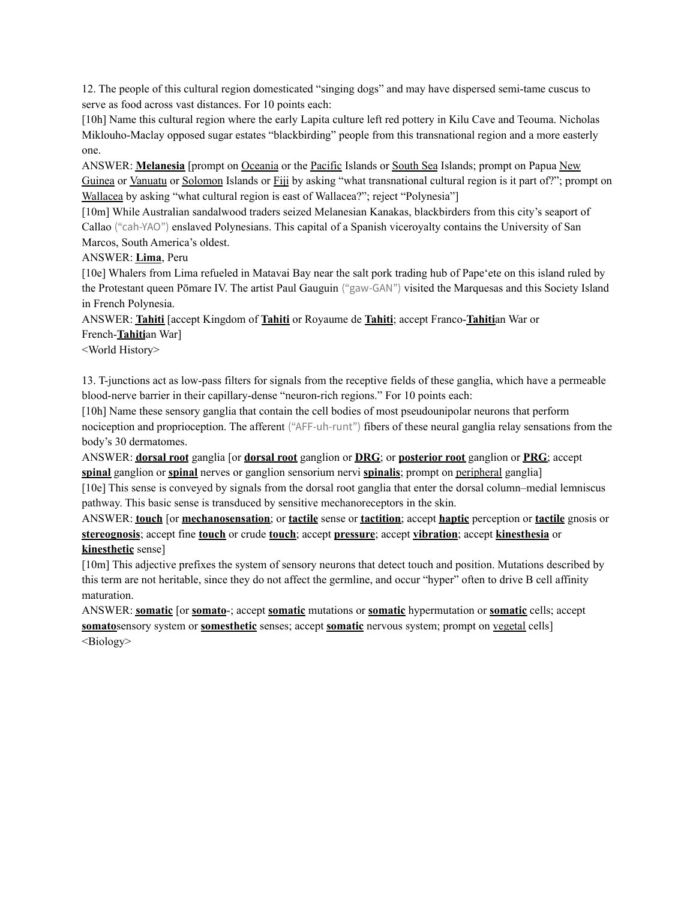12. The people of this cultural region domesticated "singing dogs" and may have dispersed semi-tame cuscus to serve as food across vast distances. For 10 points each:

[10h] Name this cultural region where the early Lapita culture left red pottery in Kilu Cave and Teouma. Nicholas Miklouho-Maclay opposed sugar estates "blackbirding" people from this transnational region and a more easterly one.

ANSWER: **Melanesia** [prompt on Oceania or the Pacific Islands or South Sea Islands; prompt on Papua New Guinea or Vanuatu or Solomon Islands or Fiji by asking "what transnational cultural region is it part of?"; prompt on Wallacea by asking "what cultural region is east of Wallacea?"; reject "Polynesia"]

[10m] While Australian sandalwood traders seized Melanesian Kanakas, blackbirders from this city's seaport of Callao ("cah-YAO") enslaved Polynesians. This capital of a Spanish viceroyalty contains the University of San Marcos, South America's oldest.

ANSWER: **Lima**, Peru

[10e] Whalers from Lima refueled in Matavai Bay near the salt pork trading hub of Pape'ete on this island ruled by the Protestant queen Pōmare IV. The artist Paul Gauguin ("gaw-GAN") visited the Marquesas and this Society Island in French Polynesia.

ANSWER: **Tahiti** [accept Kingdom of **Tahiti** or Royaume de **Tahiti**; accept Franco-**Tahiti**an War or French-**Tahiti**an War]

<World History>

13. T-junctions act as low-pass filters for signals from the receptive fields of these ganglia, which have a permeable blood-nerve barrier in their capillary-dense "neuron-rich regions." For 10 points each:

[10h] Name these sensory ganglia that contain the cell bodies of most pseudounipolar neurons that perform nociception and proprioception. The afferent ("AFF-uh-runt") fibers of these neural ganglia relay sensations from the body's 30 dermatomes.

ANSWER: **dorsal root** ganglia [or **dorsal root** ganglion or **DRG**; or **posterior root** ganglion or **PRG**; accept **spinal** ganglion or **spinal** nerves or ganglion sensorium nervi **spinalis**; prompt on peripheral ganglia]

[10e] This sense is conveyed by signals from the dorsal root ganglia that enter the dorsal column–medial lemniscus pathway. This basic sense is transduced by sensitive mechanoreceptors in the skin.

ANSWER: **touch** [or **mechanosensation**; or **tactile** sense or **taction**; accept **haptic** perception or **tactile** gnosis or **stereognosis**; accept fine **touch** or crude **touch**; accept **pressure**; accept **vibration**; accept **kinesthesia** or **kinesthetic** sense]

[10m] This adjective prefixes the system of sensory neurons that detect touch and position. Mutations described by this term are not heritable, since they do not affect the germline, and occur "hyper" often to drive B cell affinity maturation.

ANSWER: **somatic** [or **somato**-; accept **somatic** mutations or **somatic** hypermutation or **somatic** cells; accept **somato**sensory system or **somesthetic** senses; accept **somatic** nervous system; prompt on vegetal cells]

<Biology>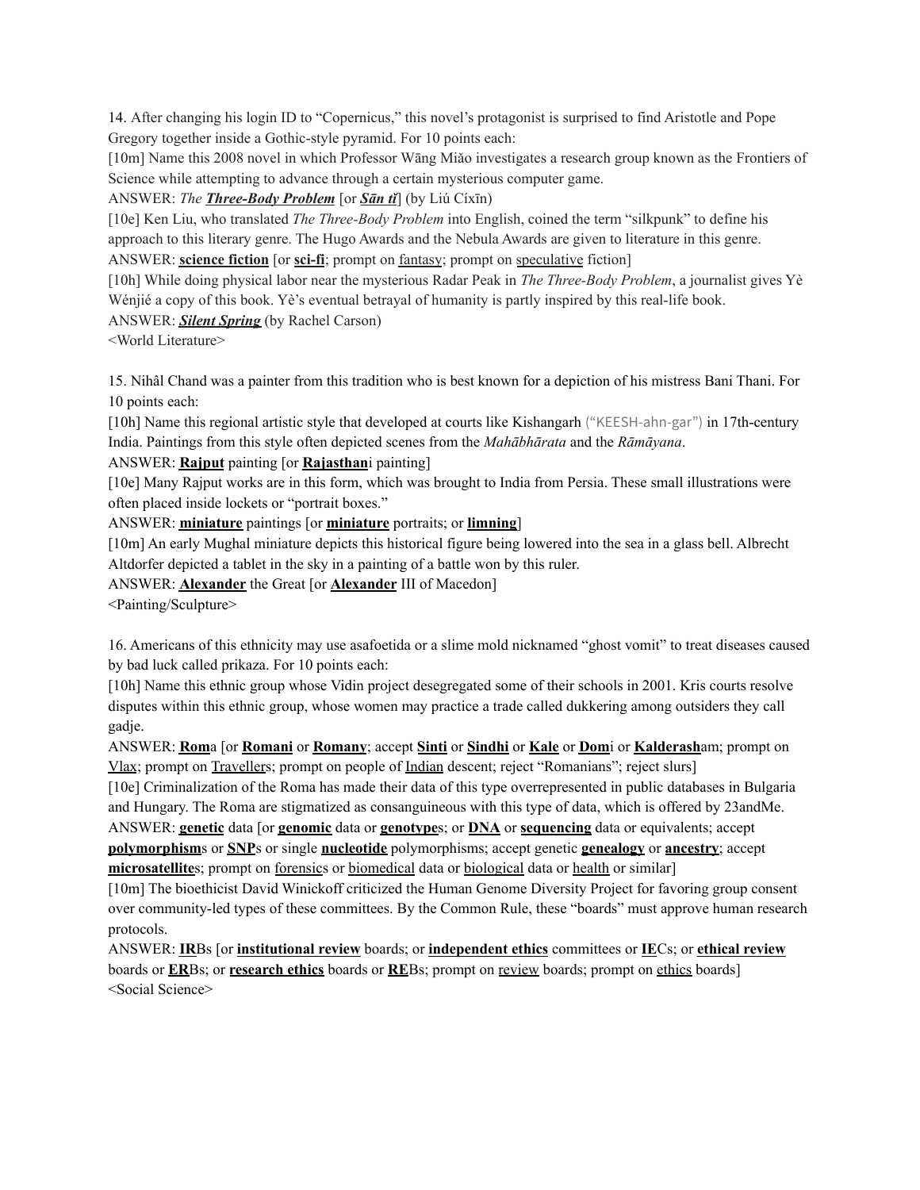14. After changing his login ID to "Copernicus," this novel's protagonist is surprised to find Aristotle and Pope Gregory together inside a Gothic-style pyramid. For 10 points each:

[10m] Name this 2008 novel in which Professor Wāng Miǎo investigates a research group known as the Frontiers of Science while attempting to advance through a certain mysterious computer game.

ANSWER: *The* ***Three-Body Problem*** [or ***Sān tǐ***] (by Liú Cíxīn)

[10e] Ken Liu, who translated *The Three-Body Problem* into English, coined the term "silkpunk" to define his approach to this literary genre. The Hugo Awards and the Nebula Awards are given to literature in this genre.

ANSWER: **science fiction** [or **sci-fi**; prompt on fantasy; prompt on speculative fiction]

[10h] While doing physical labor near the mysterious Radar Peak in *The Three-Body Problem*, a journalist gives Yè Wénjié a copy of this book. Yè's eventual betrayal of humanity is partly inspired by this real-life book.

ANSWER: ***Silent Spring*** (by Rachel Carson)

<World Literature>

15. Nihâl Chand was a painter from this tradition who is best known for a depiction of his mistress Bani Thani. For 10 points each:

[10h] Name this regional artistic style that developed at courts like Kishangarh ("KEESH-ahn-gar") in 17th-century India. Paintings from this style often depicted scenes from the *Mahābhārata* and the *Rāmāyana*.

ANSWER: **Rajput** painting [or **Rajasthan**i painting]

[10e] Many Rajput works are in this form, which was brought to India from Persia. These small illustrations were often placed inside lockets or "portrait boxes."

ANSWER: **miniature** paintings [or **miniature** portraits; or **limning**]

[10m] An early Mughal miniature depicts this historical figure being lowered into the sea in a glass bell. Albrecht Altdorfer depicted a tablet in the sky in a painting of a battle won by this ruler.

ANSWER: **Alexander** the Great [or **Alexander** III of Macedon]

<Painting/Sculpture>

16. Americans of this ethnicity may use asafoetida or a slime mold nicknamed "ghost vomit" to treat diseases caused by bad luck called prikaza. For 10 points each:

[10h] Name this ethnic group whose Vidin project desegregated some of their schools in 2001. Kris courts resolve disputes within this ethnic group, whose women may practice a trade called dukkering among outsiders they call gadje.

ANSWER: **Rom**a [or **Romani** or **Romany**; accept **Sinti** or **Sindhi** or **Kale** or **Dom**i or **Kalderash**am; prompt on Vlax; prompt on Travellers; prompt on people of Indian descent; reject "Romanians"; reject slurs]

[10e] Criminalization of the Roma has made their data of this type overrepresented in public databases in Bulgaria and Hungary. The Roma are stigmatized as consanguineous with this type of data, which is offered by 23andMe.

ANSWER: **genetic** data [or **genomic** data or **genotype**s; or **DNA** or **sequencing** data or equivalents; accept **polymorphism**s or **SNP**s or single **nucleotide** polymorphisms; accept genetic **genealogy** or **ancestry**; accept **microsatellite**s; prompt on forensics or biomedical data or biological data or health or similar]

[10m] The bioethicist David Winickoff criticized the Human Genome Diversity Project for favoring group consent over community-led types of these committees. By the Common Rule, these "boards" must approve human research protocols.

ANSWER: **IR**Bs [or **institutional review** boards; or **independent ethics** committees or **IE**Cs; or **ethical review** boards or **ER**Bs; or **research ethics** boards or **RE**Bs; prompt on review boards; prompt on ethics boards]

<Social Science>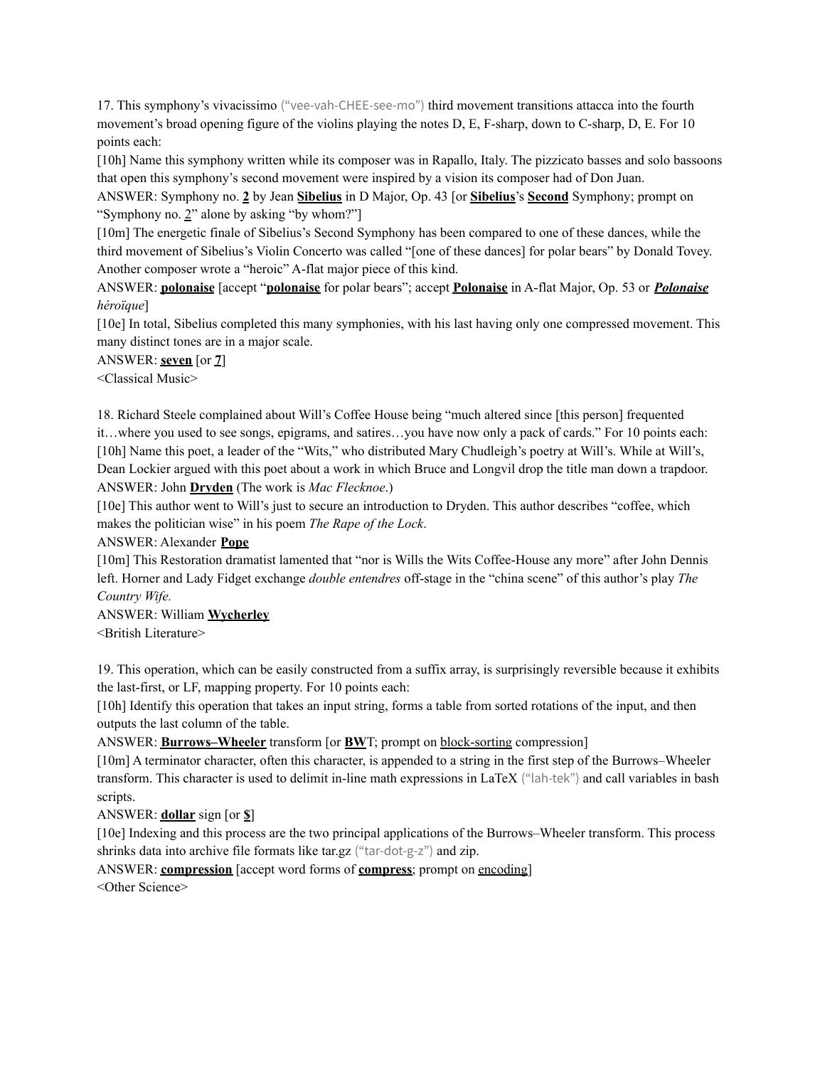17. This symphony's vivacissimo ("vee-vah-CHEE-see-mo") third movement transitions attacca into the fourth movement's broad opening figure of the violins playing the notes D, E, F-sharp, down to C-sharp, D, E. For 10 points each:

[10h] Name this symphony written while its composer was in Rapallo, Italy. The pizzicato basses and solo bassoons that open this symphony's second movement were inspired by a vision its composer had of Don Juan.

ANSWER: Symphony no. **2** by Jean **Sibelius** in D Major, Op. 43 [or **Sibelius**'s **Second** Symphony; prompt on "Symphony no. 2" alone by asking "by whom?"]

[10m] The energetic finale of Sibelius's Second Symphony has been compared to one of these dances, while the third movement of Sibelius's Violin Concerto was called "[one of these dances] for polar bears" by Donald Tovey. Another composer wrote a "heroic" A-flat major piece of this kind.

ANSWER: **polonaise** [accept "**polonaise** for polar bears"; accept **Polonaise** in A-flat Major, Op. 53 or ***Polonaise** héroïque*]

[10e] In total, Sibelius completed this many symphonies, with his last having only one compressed movement. This many distinct tones are in a major scale.

ANSWER: **seven** [or **7**]

<Classical Music>

18. Richard Steele complained about Will's Coffee House being "much altered since [this person] frequented it…where you used to see songs, epigrams, and satires…you have now only a pack of cards." For 10 points each:

[10h] Name this poet, a leader of the "Wits," who distributed Mary Chudleigh's poetry at Will's. While at Will's, Dean Lockier argued with this poet about a work in which Bruce and Longvil drop the title man down a trapdoor.

ANSWER: John **Dryden** (The work is *Mac Flecknoe*.)

[10e] This author went to Will's just to secure an introduction to Dryden. This author describes "coffee, which makes the politician wise" in his poem *The Rape of the Lock*.

ANSWER: Alexander **Pope**

[10m] This Restoration dramatist lamented that "nor is Wills the Wits Coffee-House any more" after John Dennis left. Horner and Lady Fidget exchange *double entendres* off-stage in the "china scene" of this author's play *The Country Wife.*

ANSWER: William **Wycherley**

<British Literature>

19. This operation, which can be easily constructed from a suffix array, is surprisingly reversible because it exhibits the last-first, or LF, mapping property. For 10 points each:

[10h] Identify this operation that takes an input string, forms a table from sorted rotations of the input, and then outputs the last column of the table.

ANSWER: **Burrows–Wheeler** transform [or **BW**T; prompt on block-sorting compression]

[10m] A terminator character, often this character, is appended to a string in the first step of the Burrows–Wheeler transform. This character is used to delimit in-line math expressions in LaTeX ("lah-tek") and call variables in bash scripts.

ANSWER: **dollar** sign [or **$**]

[10e] Indexing and this process are the two principal applications of the Burrows–Wheeler transform. This process shrinks data into archive file formats like tar.gz ("tar-dot-g-z") and zip.

ANSWER: **compression** [accept word forms of **compress**; prompt on encoding]

<Other Science>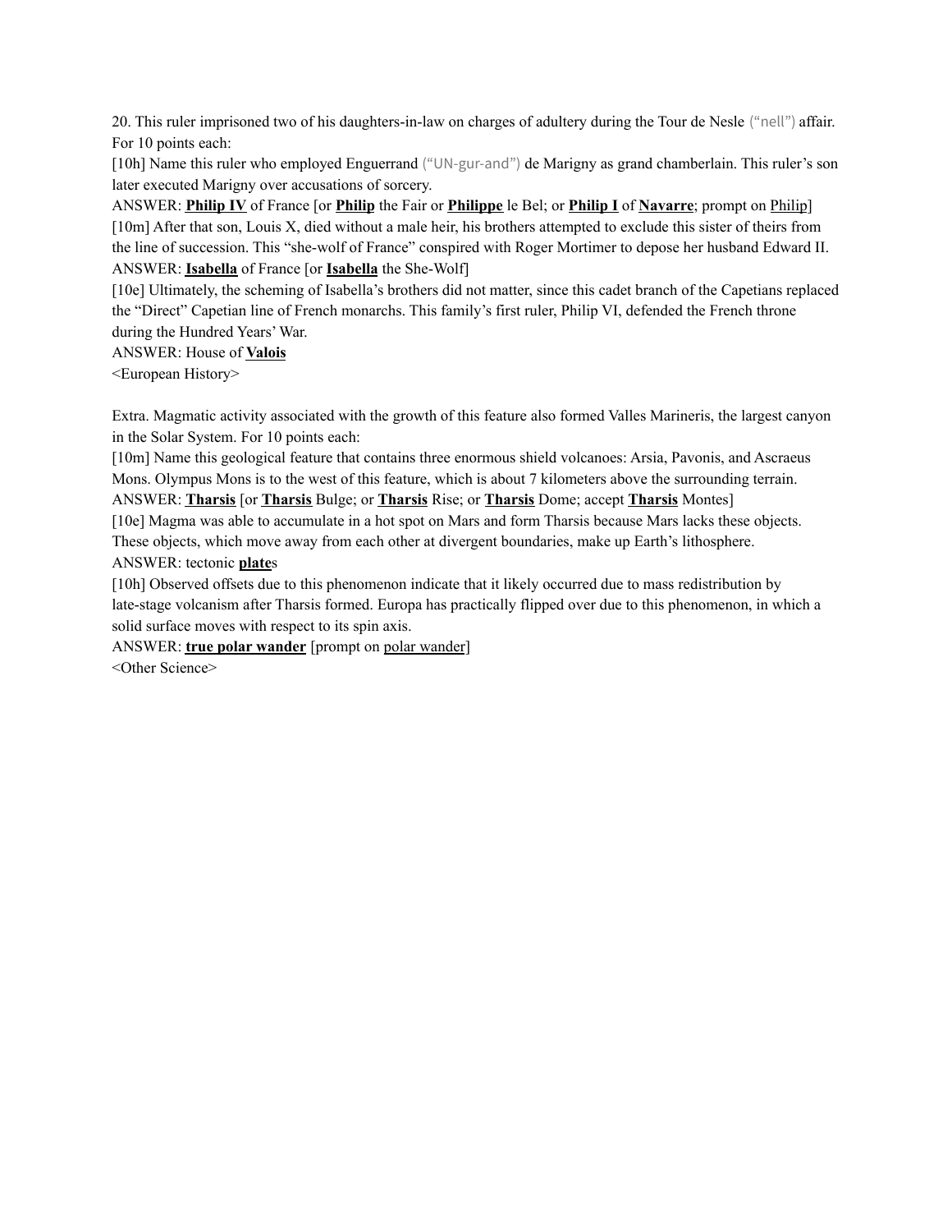20. This ruler imprisoned two of his daughters-in-law on charges of adultery during the Tour de Nesle ("nell") affair. For 10 points each:

[10h] Name this ruler who employed Enguerrand ("UN-gur-and") de Marigny as grand chamberlain. This ruler's son later executed Marigny over accusations of sorcery.

ANSWER: **Philip IV** of France [or **Philip** the Fair or **Philippe** le Bel; or **Philip I** of **Navarre**; prompt on Philip]

[10m] After that son, Louis X, died without a male heir, his brothers attempted to exclude this sister of theirs from the line of succession. This "she-wolf of France" conspired with Roger Mortimer to depose her husband Edward II.

ANSWER: **Isabella** of France [or **Isabella** the She-Wolf]

[10e] Ultimately, the scheming of Isabella's brothers did not matter, since this cadet branch of the Capetians replaced the "Direct" Capetian line of French monarchs. This family's first ruler, Philip VI, defended the French throne during the Hundred Years' War.

ANSWER: House of **Valois**

<European History>

Extra. Magmatic activity associated with the growth of this feature also formed Valles Marineris, the largest canyon in the Solar System. For 10 points each:

[10m] Name this geological feature that contains three enormous shield volcanoes: Arsia, Pavonis, and Ascraeus Mons. Olympus Mons is to the west of this feature, which is about 7 kilometers above the surrounding terrain.

ANSWER: **Tharsis** [or **Tharsis** Bulge; or **Tharsis** Rise; or **Tharsis** Dome; accept **Tharsis** Montes]

[10e] Magma was able to accumulate in a hot spot on Mars and form Tharsis because Mars lacks these objects. These objects, which move away from each other at divergent boundaries, make up Earth's lithosphere.

ANSWER: tectonic **plate**s

[10h] Observed offsets due to this phenomenon indicate that it likely occurred due to mass redistribution by late-stage volcanism after Tharsis formed. Europa has practically flipped over due to this phenomenon, in which a solid surface moves with respect to its spin axis.

ANSWER: **true polar wander** [prompt on polar wander]

<Other Science>